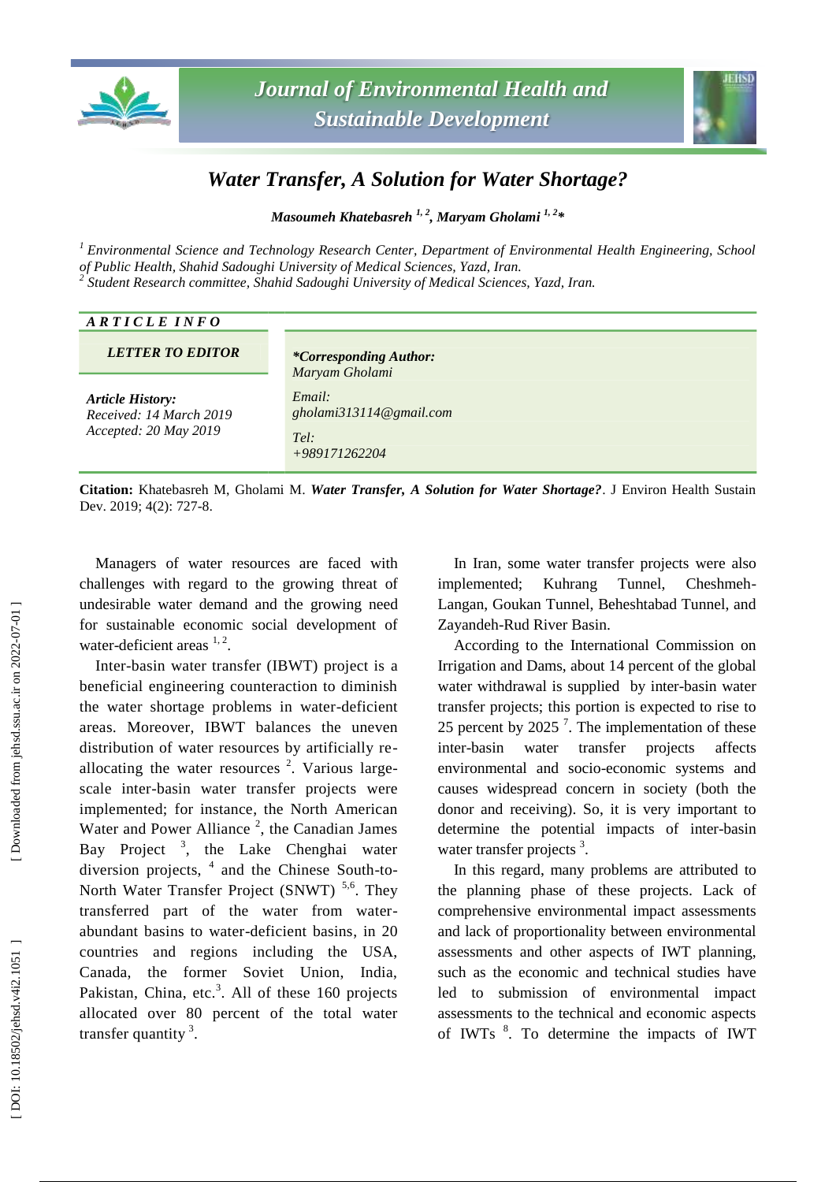# Water Transfer, A Solution for Water Shortage?

***Masoumeh Khatebasreh*** [1,2]***, Maryam Gholami*** [1,2]***\****

[1] *Environmental Science and Technology Research Center, Department of Environmental Health Engineering, School of Public Health, Shahid Sadoughi University of Medical Sciences, Yazd, Iran.*
[2] *Student Research committee, Shahid Sadoughi University of Medical Sciences, Yazd, Iran.*

***ARTICLE INFO***

***LETTER TO EDITOR***

***Article History:***
*Received: 14 March 2019*
*Accepted: 20 May 2019*

***\*Corresponding Author:***
*Maryam Gholami*

*Email:*
*gholami313114@gmail.com*

*Tel:*
*+989171262204*

**Citation:** Khatebasreh M, Gholami M. ***Water Transfer, A Solution for Water Shortage?***. J Environ Health Sustain Dev. 2019; 4(2): 727-8.

Managers of water resources are faced with challenges with regard to the growing threat of undesirable water demand and the growing need for sustainable economic social development of water-deficient areas [1,2].

Inter-basin water transfer (IBWT) project is a beneficial engineering counteraction to diminish the water shortage problems in water-deficient areas. Moreover, IBWT balances the uneven distribution of water resources by artificially re-allocating the water resources [2]. Various large-scale inter-basin water transfer projects were implemented; for instance, the North American Water and Power Alliance [2], the Canadian James Bay Project [3], the Lake Chenghai water diversion projects, [4] and the Chinese South-to-North Water Transfer Project (SNWT) [5,6]. They transferred part of the water from water-abundant basins to water-deficient basins, in 20 countries and regions including the USA, Canada, the former Soviet Union, India, Pakistan, China, etc.[3]. All of these 160 projects allocated over 80 percent of the total water transfer quantity [3].

In Iran, some water transfer projects were also implemented; Kuhrang Tunnel, Cheshmeh-Langan, Goukan Tunnel, Beheshtabad Tunnel, and Zayandeh-Rud River Basin.

According to the International Commission on Irrigation and Dams, about 14 percent of the global water withdrawal is supplied by inter-basin water transfer projects; this portion is expected to rise to 25 percent by 2025 [7]. The implementation of these inter-basin water transfer projects affects environmental and socio-economic systems and causes widespread concern in society (both the donor and receiving). So, it is very important to determine the potential impacts of inter-basin water transfer projects [3].

In this regard, many problems are attributed to the planning phase of these projects. Lack of comprehensive environmental impact assessments and lack of proportionality between environmental assessments and other aspects of IWT planning, such as the economic and technical studies have led to submission of environmental impact assessments to the technical and economic aspects of IWTs [8]. To determine the impacts of IWT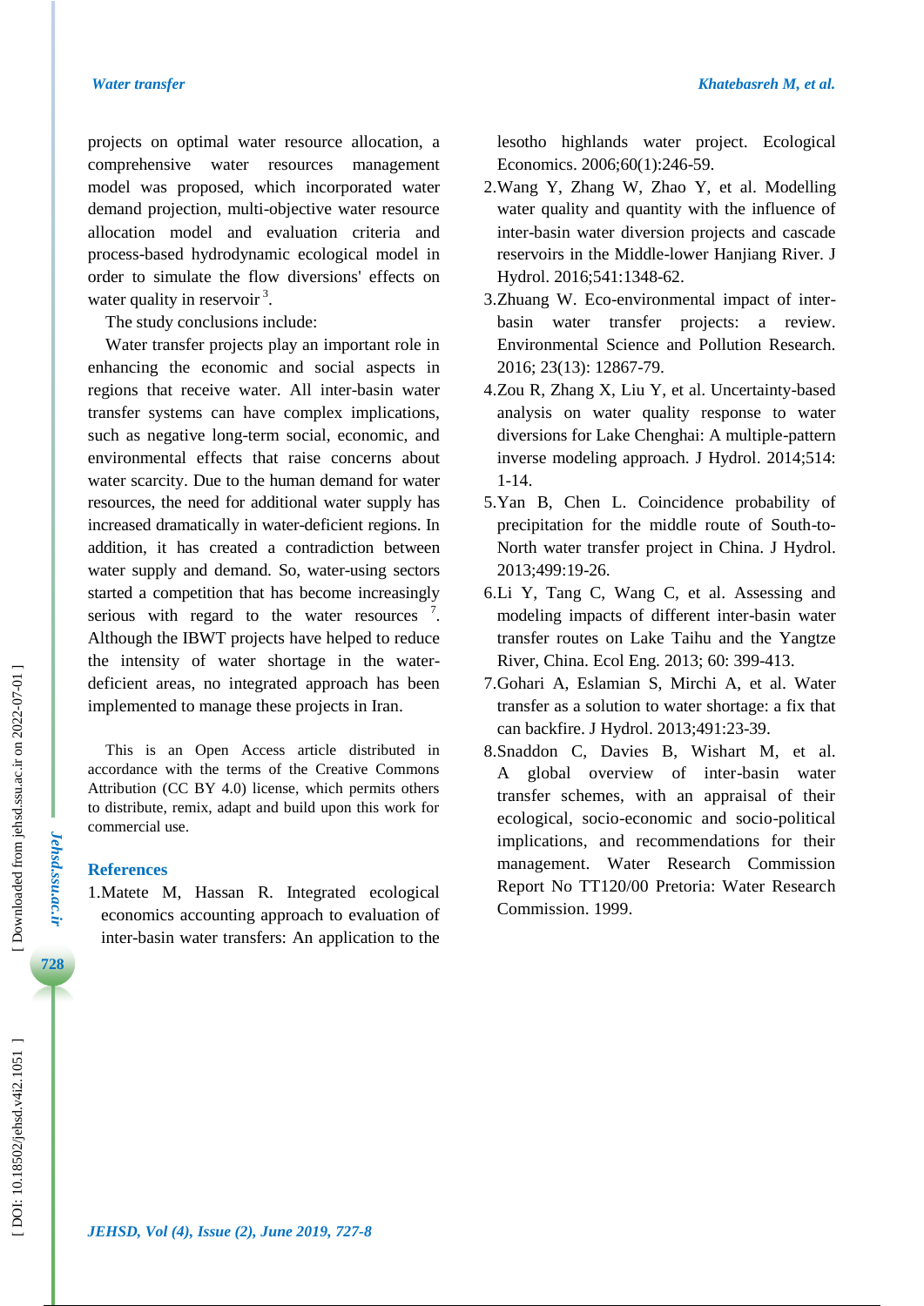projects on optimal water resource allocation, a comprehensive water resources management model was proposed, which incorporated water demand projection, multi-objective water resource allocation model and evaluation criteria and process-based hydrodynamic ecological model in order to simulate the flow diversions' effects on water quality in reservoir [3].

The study conclusions include:

Water transfer projects play an important role in enhancing the economic and social aspects in regions that receive water. All inter-basin water transfer systems can have complex implications, such as negative long-term social, economic, and environmental effects that raise concerns about water scarcity. Due to the human demand for water resources, the need for additional water supply has increased dramatically in water-deficient regions. In addition, it has created a contradiction between water supply and demand. So, water-using sectors started a competition that has become increasingly serious with regard to the water resources [7]. Although the IBWT projects have helped to reduce the intensity of water shortage in the water-deficient areas, no integrated approach has been implemented to manage these projects in Iran.

This is an Open Access article distributed in accordance with the terms of the Creative Commons Attribution (CC BY 4.0) license, which permits others to distribute, remix, adapt and build upon this work for commercial use.

## References

1. Matete M, Hassan R. Integrated ecological economics accounting approach to evaluation of inter-basin water transfers: An application to the lesotho highlands water project. Ecological Economics. 2006;60(1):246-59.
2. Wang Y, Zhang W, Zhao Y, et al. Modelling water quality and quantity with the influence of inter-basin water diversion projects and cascade reservoirs in the Middle-lower Hanjiang River. J Hydrol. 2016;541:1348-62.
3. Zhuang W. Eco-environmental impact of inter-basin water transfer projects: a review. Environmental Science and Pollution Research. 2016; 23(13): 12867-79.
4. Zou R, Zhang X, Liu Y, et al. Uncertainty-based analysis on water quality response to water diversions for Lake Chenghai: A multiple-pattern inverse modeling approach. J Hydrol. 2014;514: 1-14.
5. Yan B, Chen L. Coincidence probability of precipitation for the middle route of South-to-North water transfer project in China. J Hydrol. 2013;499:19-26.
6. Li Y, Tang C, Wang C, et al. Assessing and modeling impacts of different inter-basin water transfer routes on Lake Taihu and the Yangtze River, China. Ecol Eng. 2013; 60: 399-413.
7. Gohari A, Eslamian S, Mirchi A, et al. Water transfer as a solution to water shortage: a fix that can backfire. J Hydrol. 2013;491:23-39.
8. Snaddon C, Davies B, Wishart M, et al. A global overview of inter-basin water transfer schemes, with an appraisal of their ecological, socio-economic and socio-political implications, and recommendations for their management. Water Research Commission Report No TT120/00 Pretoria: Water Research Commission. 1999.